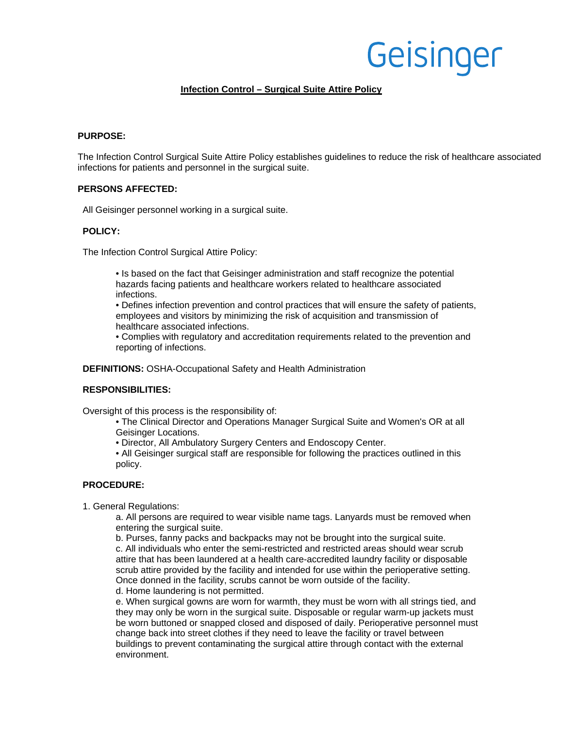Geisinger

# Infection Control – Surgical Suite Attire Policy

**PURPOSE:**

The Infection Control Surgical Suite Attire Policy establishes guidelines to reduce the risk of healthcare associated infections for patients and personnel in the surgical suite.

**PERSONS AFFECTED:**

All Geisinger personnel working in a surgical suite.

**POLICY:**

The Infection Control Surgical Attire Policy:

- Is based on the fact that Geisinger administration and staff recognize the potential hazards facing patients and healthcare workers related to healthcare associated infections.
- Defines infection prevention and control practices that will ensure the safety of patients, employees and visitors by minimizing the risk of acquisition and transmission of healthcare associated infections.
- Complies with regulatory and accreditation requirements related to the prevention and reporting of infections.

**DEFINITIONS:** OSHA-Occupational Safety and Health Administration

**RESPONSIBILITIES:**

Oversight of this process is the responsibility of:

- The Clinical Director and Operations Manager Surgical Suite and Women's OR at all Geisinger Locations.
- Director, All Ambulatory Surgery Centers and Endoscopy Center.
- All Geisinger surgical staff are responsible for following the practices outlined in this policy.

**PROCEDURE:**

1. General Regulations:

   a. All persons are required to wear visible name tags. Lanyards must be removed when entering the surgical suite.
   b. Purses, fanny packs and backpacks may not be brought into the surgical suite.
   c. All individuals who enter the semi-restricted and restricted areas should wear scrub attire that has been laundered at a health care-accredited laundry facility or disposable scrub attire provided by the facility and intended for use within the perioperative setting. Once donned in the facility, scrubs cannot be worn outside of the facility.
   d. Home laundering is not permitted.
   e. When surgical gowns are worn for warmth, they must be worn with all strings tied, and they may only be worn in the surgical suite. Disposable or regular warm-up jackets must be worn buttoned or snapped closed and disposed of daily. Perioperative personnel must change back into street clothes if they need to leave the facility or travel between buildings to prevent contaminating the surgical attire through contact with the external environment.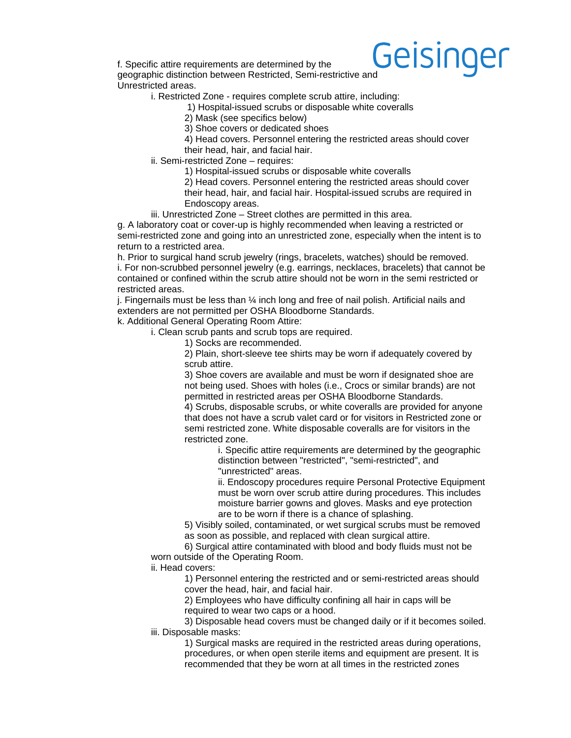f. Specific attire requirements are determined by the geographic distinction between Restricted, Semi-restrictive and Unrestricted areas.

- i. Restricted Zone - requires complete scrub attire, including:
  - 1) Hospital-issued scrubs or disposable white coveralls
  - 2) Mask (see specifics below)
  - 3) Shoe covers or dedicated shoes
  - 4) Head covers. Personnel entering the restricted areas should cover their head, hair, and facial hair.
- ii. Semi-restricted Zone – requires:
  - 1) Hospital-issued scrubs or disposable white coveralls
  - 2) Head covers. Personnel entering the restricted areas should cover their head, hair, and facial hair. Hospital-issued scrubs are required in Endoscopy areas.
- iii. Unrestricted Zone – Street clothes are permitted in this area.

g. A laboratory coat or cover-up is highly recommended when leaving a restricted or semi-restricted zone and going into an unrestricted zone, especially when the intent is to return to a restricted area.

h. Prior to surgical hand scrub jewelry (rings, bracelets, watches) should be removed.

i. For non-scrubbed personnel jewelry (e.g. earrings, necklaces, bracelets) that cannot be contained or confined within the scrub attire should not be worn in the semi restricted or restricted areas.

j. Fingernails must be less than ¼ inch long and free of nail polish. Artificial nails and extenders are not permitted per OSHA Bloodborne Standards.

k. Additional General Operating Room Attire:

- i. Clean scrub pants and scrub tops are required.
  - 1) Socks are recommended.
  - 2) Plain, short-sleeve tee shirts may be worn if adequately covered by scrub attire.
  - 3) Shoe covers are available and must be worn if designated shoe are not being used. Shoes with holes (i.e., Crocs or similar brands) are not permitted in restricted areas per OSHA Bloodborne Standards.
  - 4) Scrubs, disposable scrubs, or white coveralls are provided for anyone that does not have a scrub valet card or for visitors in Restricted zone or semi restricted zone. White disposable coveralls are for visitors in the restricted zone.
    - i. Specific attire requirements are determined by the geographic distinction between "restricted", "semi-restricted", and "unrestricted" areas.
    - ii. Endoscopy procedures require Personal Protective Equipment must be worn over scrub attire during procedures. This includes moisture barrier gowns and gloves. Masks and eye protection are to be worn if there is a chance of splashing.
  - 5) Visibly soiled, contaminated, or wet surgical scrubs must be removed as soon as possible, and replaced with clean surgical attire.
  - 6) Surgical attire contaminated with blood and body fluids must not be worn outside of the Operating Room.
- ii. Head covers:
  - 1) Personnel entering the restricted and or semi-restricted areas should cover the head, hair, and facial hair.
  - 2) Employees who have difficulty confining all hair in caps will be required to wear two caps or a hood.
  - 3) Disposable head covers must be changed daily or if it becomes soiled.
- iii. Disposable masks:
  - 1) Surgical masks are required in the restricted areas during operations, procedures, or when open sterile items and equipment are present. It is recommended that they be worn at all times in the restricted zones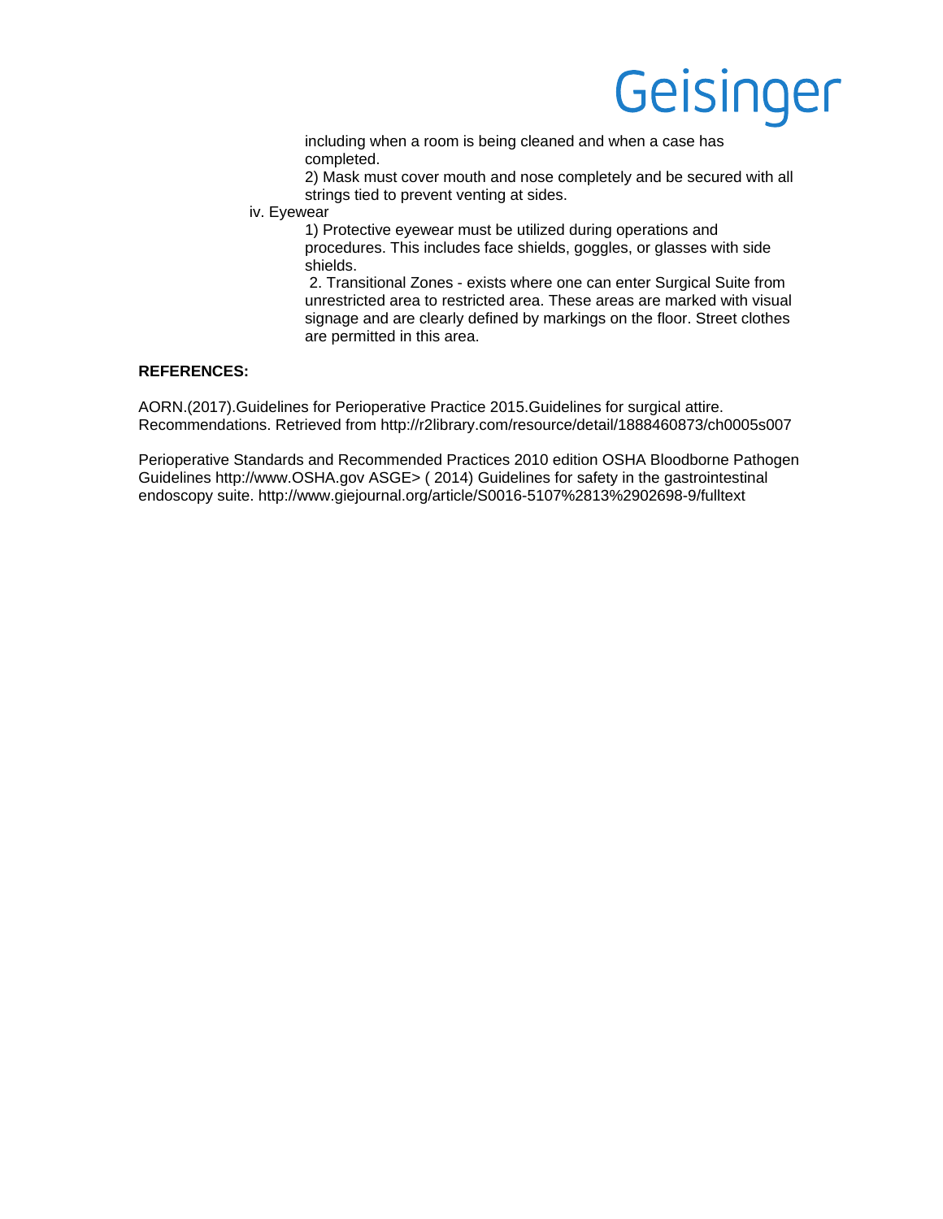including when a room is being cleaned and when a case has completed.

2) Mask must cover mouth and nose completely and be secured with all strings tied to prevent venting at sides.

iv. Eyewear

1) Protective eyewear must be utilized during operations and procedures. This includes face shields, goggles, or glasses with side shields.

2. Transitional Zones - exists where one can enter Surgical Suite from unrestricted area to restricted area. These areas are marked with visual signage and are clearly defined by markings on the floor. Street clothes are permitted in this area.

**REFERENCES:**

AORN.(2017).Guidelines for Perioperative Practice 2015.Guidelines for surgical attire. Recommendations. Retrieved from http://r2library.com/resource/detail/1888460873/ch0005s007

Perioperative Standards and Recommended Practices 2010 edition OSHA Bloodborne Pathogen Guidelines http://www.OSHA.gov ASGE> ( 2014) Guidelines for safety in the gastrointestinal endoscopy suite. http://www.giejournal.org/article/S0016-5107%2813%2902698-9/fulltext